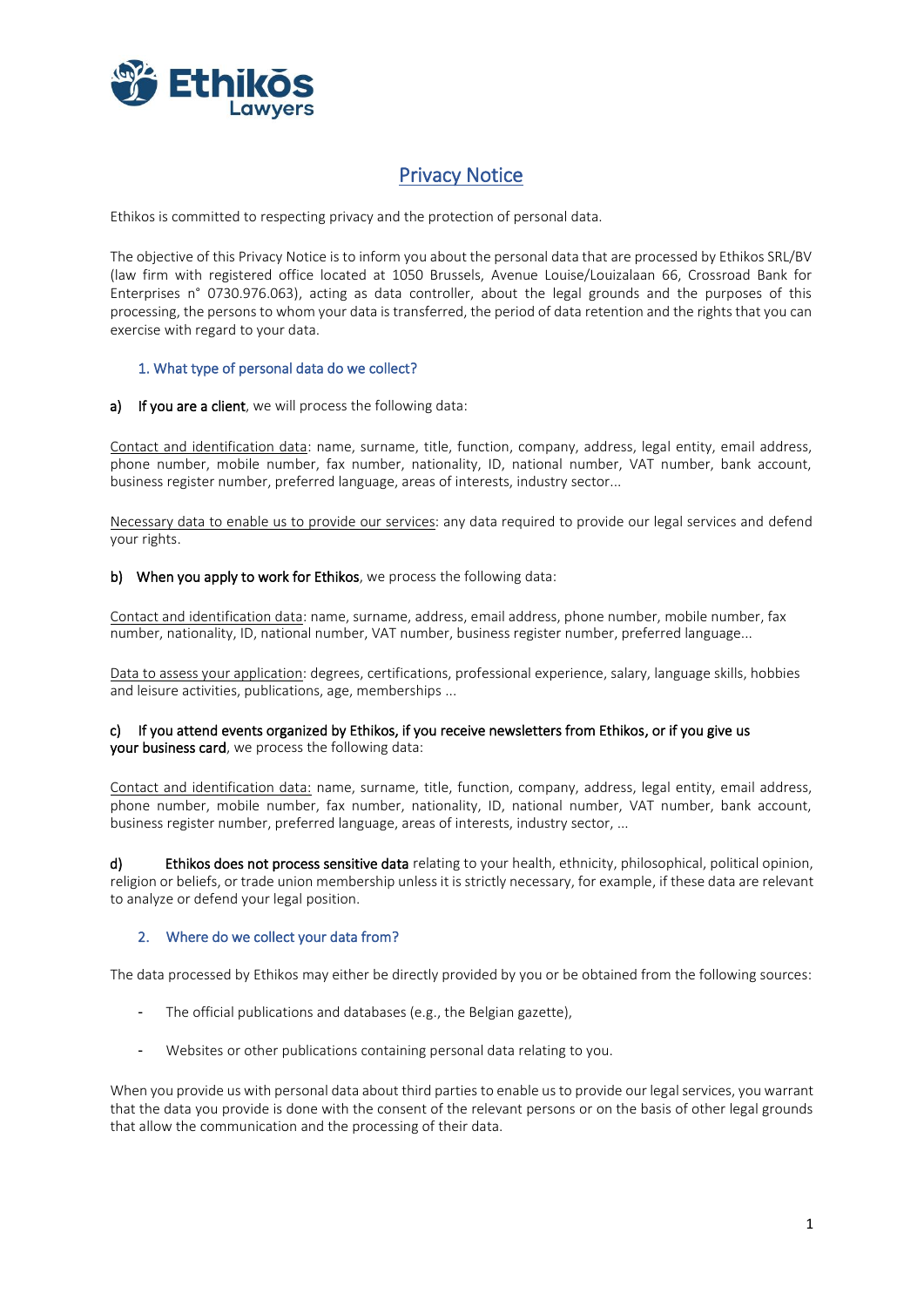# Privacy Notice

Ethikos is committed to respecting privacy and the protection of personal data.

The objective of this Privacy Notice is to inform you about the personal data that are processed by Ethikos SRL/BV (law firm with registered office located at 1050 Brussels, Avenue Louise/Louizalaan 66, Crossroad Bank for Enterprises n° 0730.976.063), acting as data controller, about the legal grounds and the purposes of this processing, the persons to whom your data is transferred, the period of data retention and the rights that you can exercise with regard to your data.

## 1. What type of personal data do we collect?

**a) If you are a client**, we will process the following data:

Contact and identification data: name, surname, title, function, company, address, legal entity, email address, phone number, mobile number, fax number, nationality, ID, national number, VAT number, bank account, business register number, preferred language, areas of interests, industry sector...

Necessary data to enable us to provide our services: any data required to provide our legal services and defend your rights.

**b) When you apply to work for Ethikos**, we process the following data:

Contact and identification data: name, surname, address, email address, phone number, mobile number, fax number, nationality, ID, national number, VAT number, business register number, preferred language...

Data to assess your application: degrees, certifications, professional experience, salary, language skills, hobbies and leisure activities, publications, age, memberships ...

**c) If you attend events organized by Ethikos, if you receive newsletters from Ethikos, or if you give us your business card**, we process the following data:

Contact and identification data: name, surname, title, function, company, address, legal entity, email address, phone number, mobile number, fax number, nationality, ID, national number, VAT number, bank account, business register number, preferred language, areas of interests, industry sector, ...

**d) Ethikos does not process sensitive data** relating to your health, ethnicity, philosophical, political opinion, religion or beliefs, or trade union membership unless it is strictly necessary, for example, if these data are relevant to analyze or defend your legal position.

## 2. Where do we collect your data from?

The data processed by Ethikos may either be directly provided by you or be obtained from the following sources:

- The official publications and databases (e.g., the Belgian gazette),
- Websites or other publications containing personal data relating to you.

When you provide us with personal data about third parties to enable us to provide our legal services, you warrant that the data you provide is done with the consent of the relevant persons or on the basis of other legal grounds that allow the communication and the processing of their data.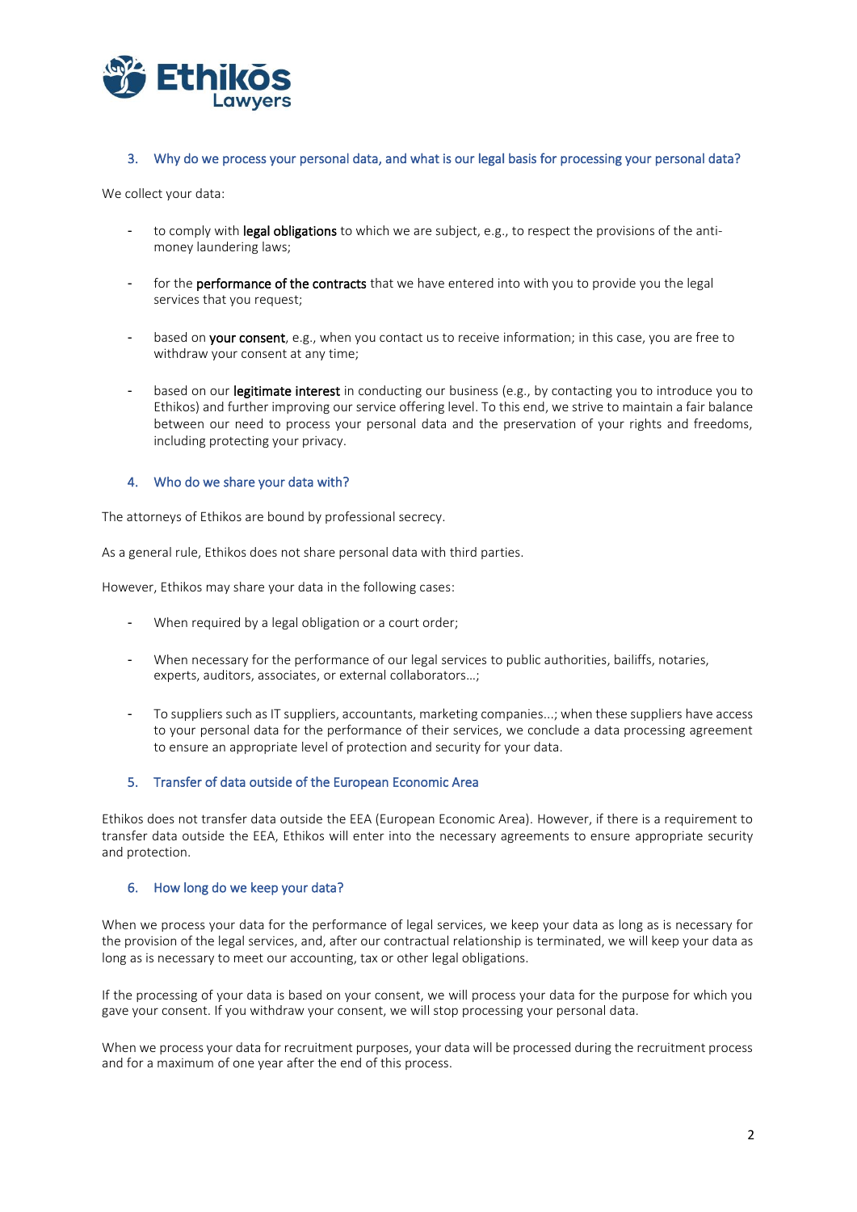## 3. Why do we process your personal data, and what is our legal basis for processing your personal data?

We collect your data:

- to comply with **legal obligations** to which we are subject, e.g., to respect the provisions of the anti-money laundering laws;

- for the **performance of the contracts** that we have entered into with you to provide you the legal services that you request;

- based on **your consent**, e.g., when you contact us to receive information; in this case, you are free to withdraw your consent at any time;

- based on our **legitimate interest** in conducting our business (e.g., by contacting you to introduce you to Ethikos) and further improving our service offering level. To this end, we strive to maintain a fair balance between our need to process your personal data and the preservation of your rights and freedoms, including protecting your privacy.

## 4. Who do we share your data with?

The attorneys of Ethikos are bound by professional secrecy.

As a general rule, Ethikos does not share personal data with third parties.

However, Ethikos may share your data in the following cases:

- When required by a legal obligation or a court order;

- When necessary for the performance of our legal services to public authorities, bailiffs, notaries, experts, auditors, associates, or external collaborators…;

- To suppliers such as IT suppliers, accountants, marketing companies...; when these suppliers have access to your personal data for the performance of their services, we conclude a data processing agreement to ensure an appropriate level of protection and security for your data.

## 5. Transfer of data outside of the European Economic Area

Ethikos does not transfer data outside the EEA (European Economic Area). However, if there is a requirement to transfer data outside the EEA, Ethikos will enter into the necessary agreements to ensure appropriate security and protection.

## 6. How long do we keep your data?

When we process your data for the performance of legal services, we keep your data as long as is necessary for the provision of the legal services, and, after our contractual relationship is terminated, we will keep your data as long as is necessary to meet our accounting, tax or other legal obligations.

If the processing of your data is based on your consent, we will process your data for the purpose for which you gave your consent. If you withdraw your consent, we will stop processing your personal data.

When we process your data for recruitment purposes, your data will be processed during the recruitment process and for a maximum of one year after the end of this process.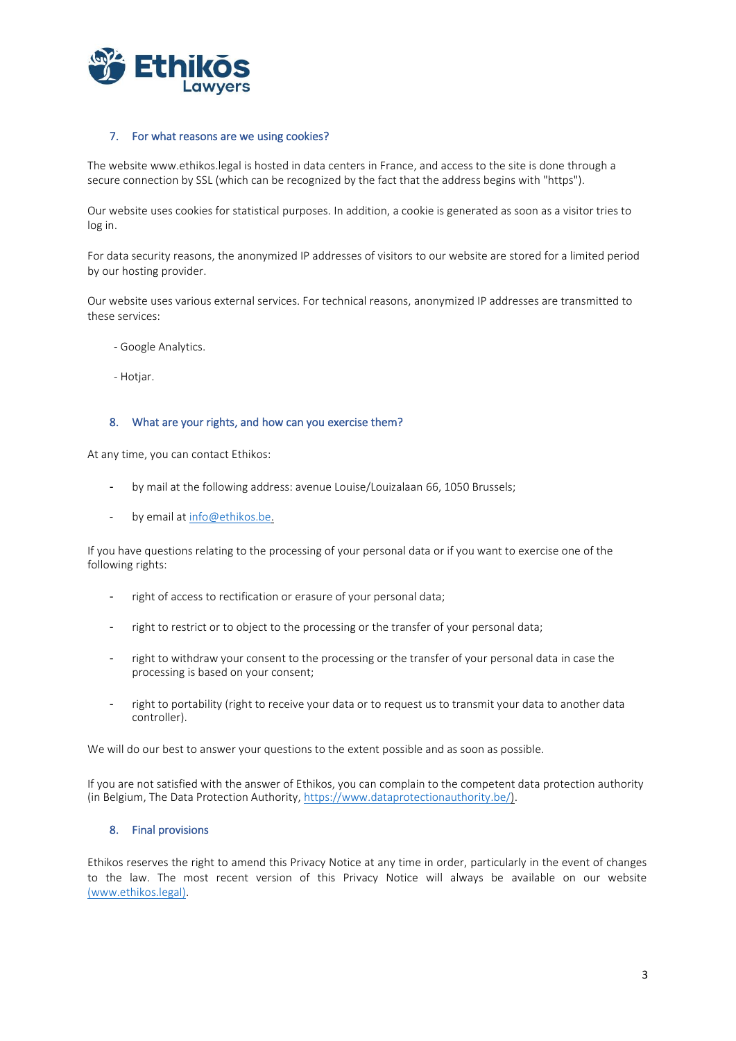## 7. For what reasons are we using cookies?

The website www.ethikos.legal is hosted in data centers in France, and access to the site is done through a secure connection by SSL (which can be recognized by the fact that the address begins with "https").

Our website uses cookies for statistical purposes. In addition, a cookie is generated as soon as a visitor tries to log in.

For data security reasons, the anonymized IP addresses of visitors to our website are stored for a limited period by our hosting provider.

Our website uses various external services. For technical reasons, anonymized IP addresses are transmitted to these services:

- Google Analytics.
- Hotjar.

## 8. What are your rights, and how can you exercise them?

At any time, you can contact Ethikos:

- by mail at the following address: avenue Louise/Louizalaan 66, 1050 Brussels;
- by email at info@ethikos.be.

If you have questions relating to the processing of your personal data or if you want to exercise one of the following rights:

- right of access to rectification or erasure of your personal data;
- right to restrict or to object to the processing or the transfer of your personal data;
- right to withdraw your consent to the processing or the transfer of your personal data in case the processing is based on your consent;
- right to portability (right to receive your data or to request us to transmit your data to another data controller).

We will do our best to answer your questions to the extent possible and as soon as possible.

If you are not satisfied with the answer of Ethikos, you can complain to the competent data protection authority (in Belgium, The Data Protection Authority, https://www.dataprotectionauthority.be/).

## 8. Final provisions

Ethikos reserves the right to amend this Privacy Notice at any time in order, particularly in the event of changes to the law. The most recent version of this Privacy Notice will always be available on our website (www.ethikos.legal).